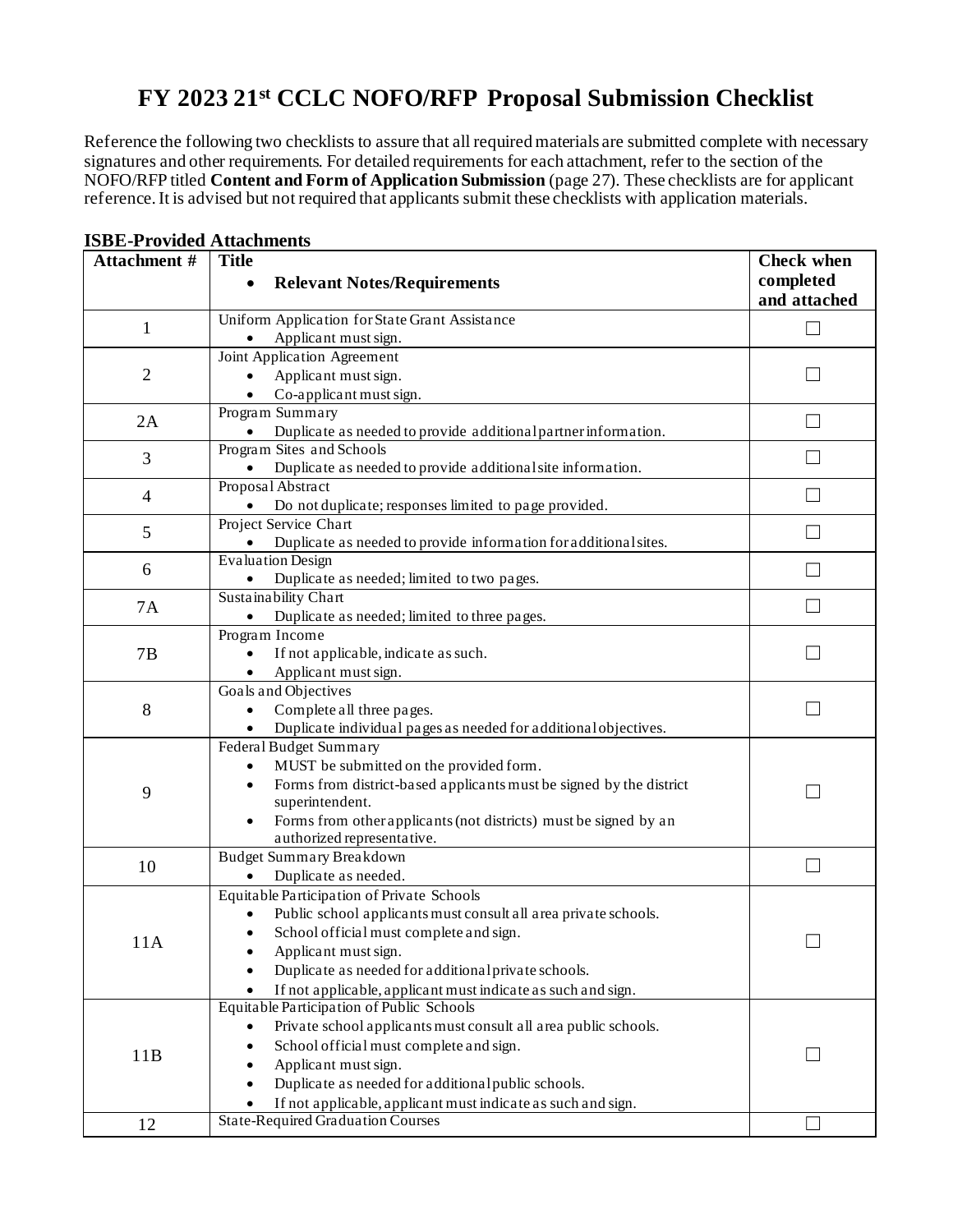# FY 2023 21st CCLC NOFO/RFP Proposal Submission Checklist

Reference the following two checklists to assure that all required materials are submitted complete with necessary signatures and other requirements. For detailed requirements for each attachment, refer to the section of the NOFO/RFP titled **Content and Form of Application Submission** (page 27). These checklists are for applicant reference. It is advised but not required that applicants submit these checklists with application materials.

### ISBE-Provided Attachments

| Attachment # | Title<br>• **Relevant Notes/Requirements** | Check when completed and attached |
|---|---|---|
| 1 | Uniform Application for State Grant Assistance<br>• Applicant must sign. | ☐ |
| 2 | Joint Application Agreement<br>• Applicant must sign.<br>• Co-applicant must sign. | ☐ |
| 2A | Program Summary<br>• Duplicate as needed to provide additional partner information. | ☐ |
| 3 | Program Sites and Schools<br>• Duplicate as needed to provide additional site information. | ☐ |
| 4 | Proposal Abstract<br>• Do not duplicate; responses limited to page provided. | ☐ |
| 5 | Project Service Chart<br>• Duplicate as needed to provide information for additional sites. | ☐ |
| 6 | Evaluation Design<br>• Duplicate as needed; limited to two pages. | ☐ |
| 7A | Sustainability Chart<br>• Duplicate as needed; limited to three pages. | ☐ |
| 7B | Program Income<br>• If not applicable, indicate as such.<br>• Applicant must sign. | ☐ |
| 8 | Goals and Objectives<br>• Complete all three pages.<br>• Duplicate individual pages as needed for additional objectives. | ☐ |
| 9 | Federal Budget Summary<br>• MUST be submitted on the provided form.<br>• Forms from district-based applicants must be signed by the district superintendent.<br>• Forms from other applicants (not districts) must be signed by an authorized representative. | ☐ |
| 10 | Budget Summary Breakdown<br>• Duplicate as needed. | ☐ |
| 11A | Equitable Participation of Private Schools<br>• Public school applicants must consult all area private schools.<br>• School official must complete and sign.<br>• Applicant must sign.<br>• Duplicate as needed for additional private schools.<br>• If not applicable, applicant must indicate as such and sign. | ☐ |
| 11B | Equitable Participation of Public Schools<br>• Private school applicants must consult all area public schools.<br>• School official must complete and sign.<br>• Applicant must sign.<br>• Duplicate as needed for additional public schools.<br>• If not applicable, applicant must indicate as such and sign. | ☐ |
| 12 | State-Required Graduation Courses | ☐ |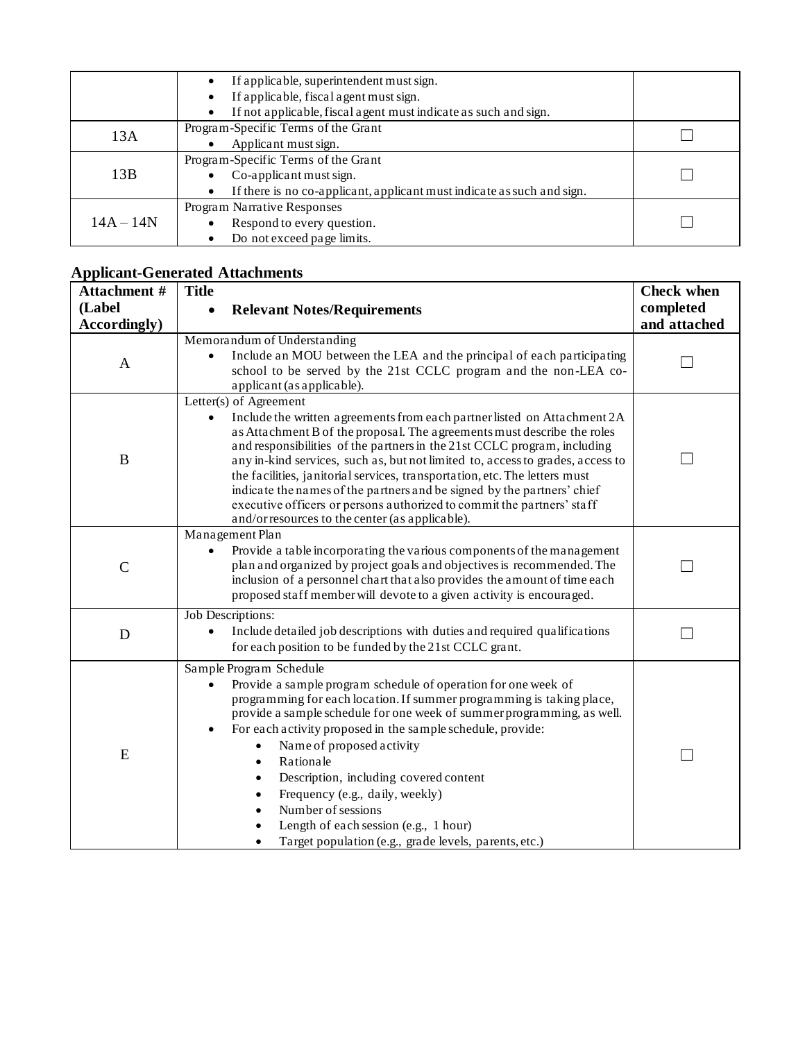| | | |
|---|---|---|
| | • If applicable, superintendent must sign.<br>• If applicable, fiscal agent must sign.<br>• If not applicable, fiscal agent must indicate as such and sign. | |
| 13A | Program-Specific Terms of the Grant<br>• Applicant must sign. | ☐ |
| 13B | Program-Specific Terms of the Grant<br>• Co-applicant must sign.<br>• If there is no co-applicant, applicant must indicate as such and sign. | ☐ |
| 14A – 14N | Program Narrative Responses<br>• Respond to every question.<br>• Do not exceed page limits. | ☐ |

## Applicant-Generated Attachments

| Attachment # (Label Accordingly) | Title<br>• **Relevant Notes/Requirements** | Check when completed and attached |
|---|---|---|
| A | Memorandum of Understanding<br>• Include an MOU between the LEA and the principal of each participating school to be served by the 21st CCLC program and the non-LEA co-applicant (as applicable). | ☐ |
| B | Letter(s) of Agreement<br>• Include the written agreements from each partner listed on Attachment 2A as Attachment B of the proposal. The agreements must describe the roles and responsibilities of the partners in the 21st CCLC program, including any in-kind services, such as, but not limited to, access to grades, access to the facilities, janitorial services, transportation, etc. The letters must indicate the names of the partners and be signed by the partners' chief executive officers or persons authorized to commit the partners' staff and/or resources to the center (as applicable). | ☐ |
| C | Management Plan<br>• Provide a table incorporating the various components of the management plan and organized by project goals and objectives is recommended. The inclusion of a personnel chart that also provides the amount of time each proposed staff member will devote to a given activity is encouraged. | ☐ |
| D | Job Descriptions:<br>• Include detailed job descriptions with duties and required qualifications for each position to be funded by the 21st CCLC grant. | ☐ |
| E | Sample Program Schedule<br>• Provide a sample program schedule of operation for one week of programming for each location. If summer programming is taking place, provide a sample schedule for one week of summer programming, as well.<br>• For each activity proposed in the sample schedule, provide:<br>  • Name of proposed activity<br>  • Rationale<br>  • Description, including covered content<br>  • Frequency (e.g., daily, weekly)<br>  • Number of sessions<br>  • Length of each session (e.g., 1 hour)<br>  • Target population (e.g., grade levels, parents, etc.) | ☐ |